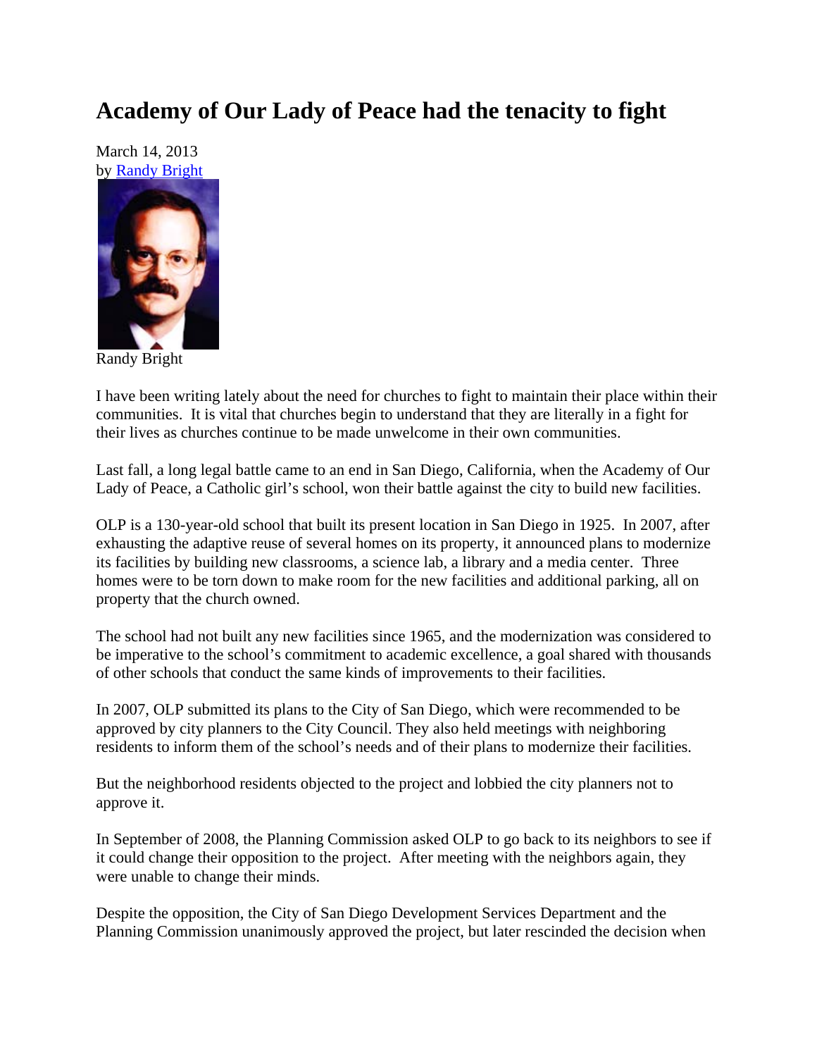# Academy of Our Lady of Peace had the tenacity to fight

March 14, 2013
by Randy Bright

Randy Bright

I have been writing lately about the need for churches to fight to maintain their place within their communities. It is vital that churches begin to understand that they are literally in a fight for their lives as churches continue to be made unwelcome in their own communities.

Last fall, a long legal battle came to an end in San Diego, California, when the Academy of Our Lady of Peace, a Catholic girl's school, won their battle against the city to build new facilities.

OLP is a 130-year-old school that built its present location in San Diego in 1925. In 2007, after exhausting the adaptive reuse of several homes on its property, it announced plans to modernize its facilities by building new classrooms, a science lab, a library and a media center. Three homes were to be torn down to make room for the new facilities and additional parking, all on property that the church owned.

The school had not built any new facilities since 1965, and the modernization was considered to be imperative to the school's commitment to academic excellence, a goal shared with thousands of other schools that conduct the same kinds of improvements to their facilities.

In 2007, OLP submitted its plans to the City of San Diego, which were recommended to be approved by city planners to the City Council. They also held meetings with neighboring residents to inform them of the school's needs and of their plans to modernize their facilities.

But the neighborhood residents objected to the project and lobbied the city planners not to approve it.

In September of 2008, the Planning Commission asked OLP to go back to its neighbors to see if it could change their opposition to the project. After meeting with the neighbors again, they were unable to change their minds.

Despite the opposition, the City of San Diego Development Services Department and the Planning Commission unanimously approved the project, but later rescinded the decision when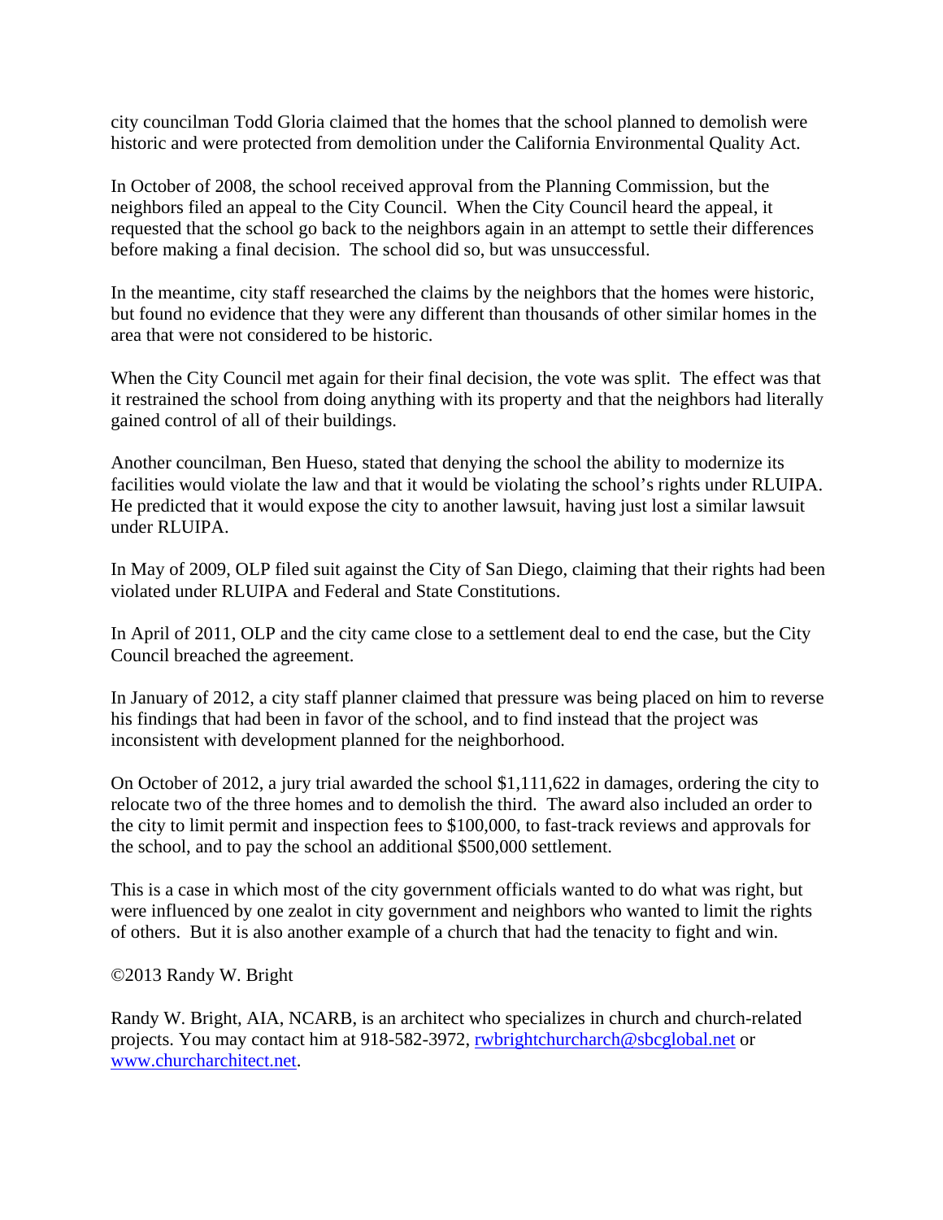city councilman Todd Gloria claimed that the homes that the school planned to demolish were historic and were protected from demolition under the California Environmental Quality Act.

In October of 2008, the school received approval from the Planning Commission, but the neighbors filed an appeal to the City Council. When the City Council heard the appeal, it requested that the school go back to the neighbors again in an attempt to settle their differences before making a final decision. The school did so, but was unsuccessful.

In the meantime, city staff researched the claims by the neighbors that the homes were historic, but found no evidence that they were any different than thousands of other similar homes in the area that were not considered to be historic.

When the City Council met again for their final decision, the vote was split. The effect was that it restrained the school from doing anything with its property and that the neighbors had literally gained control of all of their buildings.

Another councilman, Ben Hueso, stated that denying the school the ability to modernize its facilities would violate the law and that it would be violating the school's rights under RLUIPA. He predicted that it would expose the city to another lawsuit, having just lost a similar lawsuit under RLUIPA.

In May of 2009, OLP filed suit against the City of San Diego, claiming that their rights had been violated under RLUIPA and Federal and State Constitutions.

In April of 2011, OLP and the city came close to a settlement deal to end the case, but the City Council breached the agreement.

In January of 2012, a city staff planner claimed that pressure was being placed on him to reverse his findings that had been in favor of the school, and to find instead that the project was inconsistent with development planned for the neighborhood.

On October of 2012, a jury trial awarded the school $1,111,622 in damages, ordering the city to relocate two of the three homes and to demolish the third. The award also included an order to the city to limit permit and inspection fees to $100,000, to fast-track reviews and approvals for the school, and to pay the school an additional $500,000 settlement.

This is a case in which most of the city government officials wanted to do what was right, but were influenced by one zealot in city government and neighbors who wanted to limit the rights of others. But it is also another example of a church that had the tenacity to fight and win.

©2013 Randy W. Bright

Randy W. Bright, AIA, NCARB, is an architect who specializes in church and church-related projects. You may contact him at 918-582-3972, rwbrightchurcharch@sbcglobal.net or www.churcharchitect.net.